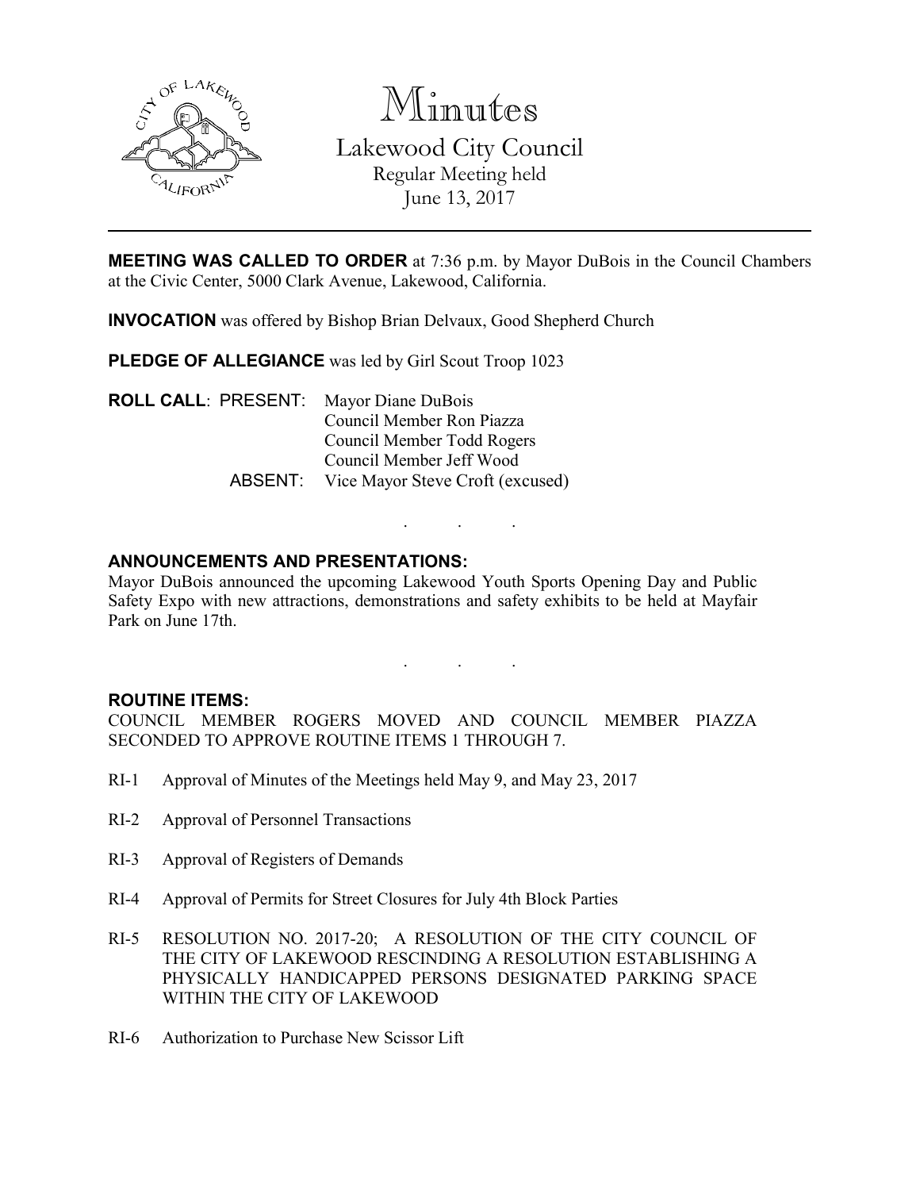# Minutes

## Lakewood City Council

Regular Meeting held
June 13, 2017

---

**MEETING WAS CALLED TO ORDER** at 7:36 p.m. by Mayor DuBois in the Council Chambers at the Civic Center, 5000 Clark Avenue, Lakewood, California.

**INVOCATION** was offered by Bishop Brian Delvaux, Good Shepherd Church

**PLEDGE OF ALLEGIANCE** was led by Girl Scout Troop 1023

**ROLL CALL**: PRESENT: Mayor Diane DuBois
Council Member Ron Piazza
Council Member Todd Rogers
Council Member Jeff Wood
ABSENT: Vice Mayor Steve Croft (excused)

. . .

**ANNOUNCEMENTS AND PRESENTATIONS:**
Mayor DuBois announced the upcoming Lakewood Youth Sports Opening Day and Public Safety Expo with new attractions, demonstrations and safety exhibits to be held at Mayfair Park on June 17th.

. . .

**ROUTINE ITEMS:**
COUNCIL MEMBER ROGERS MOVED AND COUNCIL MEMBER PIAZZA SECONDED TO APPROVE ROUTINE ITEMS 1 THROUGH 7.

RI-1 Approval of Minutes of the Meetings held May 9, and May 23, 2017

RI-2 Approval of Personnel Transactions

RI-3 Approval of Registers of Demands

RI-4 Approval of Permits for Street Closures for July 4th Block Parties

RI-5 RESOLUTION NO. 2017-20; A RESOLUTION OF THE CITY COUNCIL OF THE CITY OF LAKEWOOD RESCINDING A RESOLUTION ESTABLISHING A PHYSICALLY HANDICAPPED PERSONS DESIGNATED PARKING SPACE WITHIN THE CITY OF LAKEWOOD

RI-6 Authorization to Purchase New Scissor Lift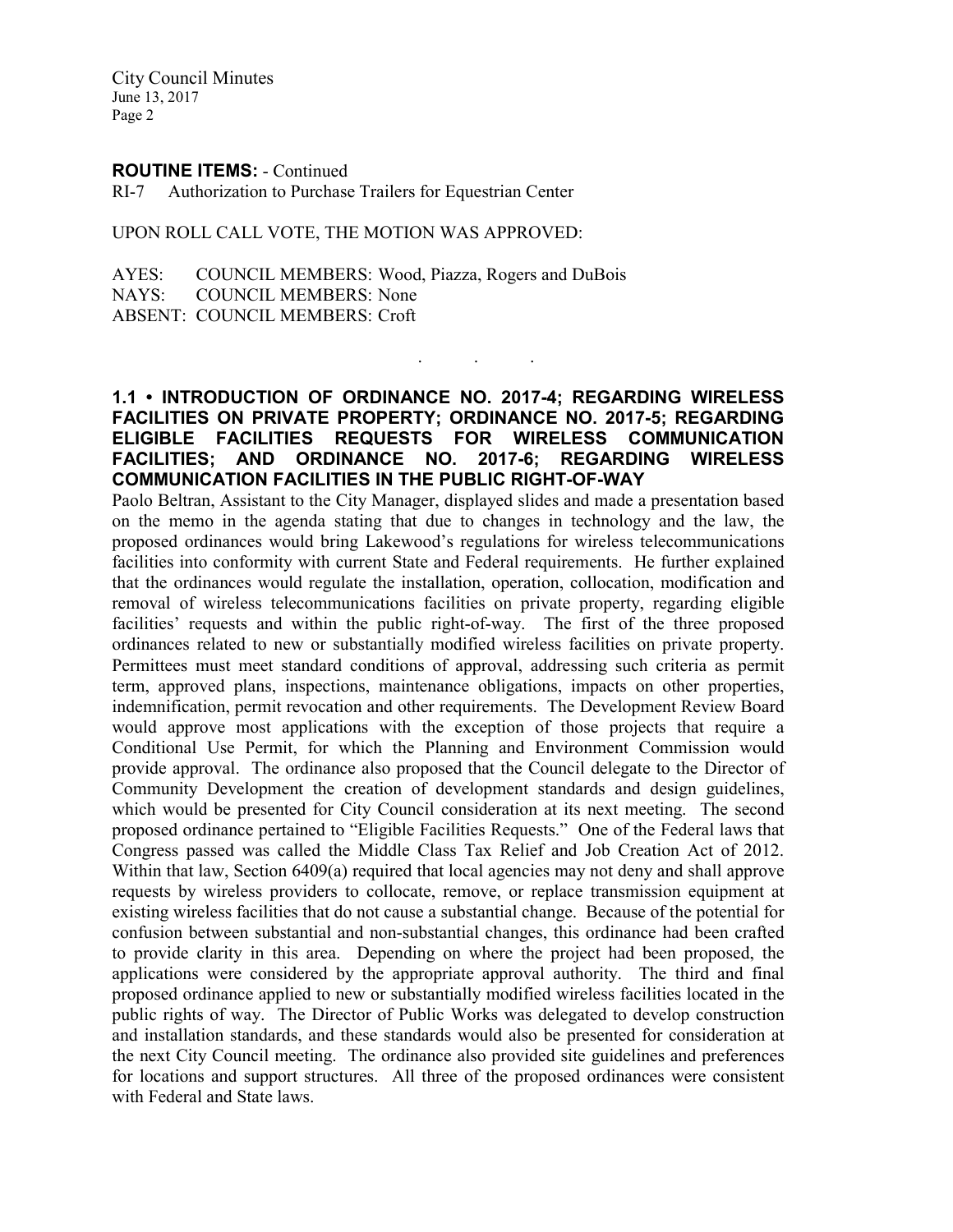**ROUTINE ITEMS:** - Continued

RI-7 Authorization to Purchase Trailers for Equestrian Center

UPON ROLL CALL VOTE, THE MOTION WAS APPROVED:

AYES: COUNCIL MEMBERS: Wood, Piazza, Rogers and DuBois
NAYS: COUNCIL MEMBERS: None
ABSENT: COUNCIL MEMBERS: Croft

. . .

**1.1 • INTRODUCTION OF ORDINANCE NO. 2017-4; REGARDING WIRELESS FACILITIES ON PRIVATE PROPERTY; ORDINANCE NO. 2017-5; REGARDING ELIGIBLE FACILITIES REQUESTS FOR WIRELESS COMMUNICATION FACILITIES; AND ORDINANCE NO. 2017-6; REGARDING WIRELESS COMMUNICATION FACILITIES IN THE PUBLIC RIGHT-OF-WAY**

Paolo Beltran, Assistant to the City Manager, displayed slides and made a presentation based on the memo in the agenda stating that due to changes in technology and the law, the proposed ordinances would bring Lakewood's regulations for wireless telecommunications facilities into conformity with current State and Federal requirements. He further explained that the ordinances would regulate the installation, operation, collocation, modification and removal of wireless telecommunications facilities on private property, regarding eligible facilities' requests and within the public right-of-way. The first of the three proposed ordinances related to new or substantially modified wireless facilities on private property. Permittees must meet standard conditions of approval, addressing such criteria as permit term, approved plans, inspections, maintenance obligations, impacts on other properties, indemnification, permit revocation and other requirements. The Development Review Board would approve most applications with the exception of those projects that require a Conditional Use Permit, for which the Planning and Environment Commission would provide approval. The ordinance also proposed that the Council delegate to the Director of Community Development the creation of development standards and design guidelines, which would be presented for City Council consideration at its next meeting. The second proposed ordinance pertained to "Eligible Facilities Requests." One of the Federal laws that Congress passed was called the Middle Class Tax Relief and Job Creation Act of 2012. Within that law, Section 6409(a) required that local agencies may not deny and shall approve requests by wireless providers to collocate, remove, or replace transmission equipment at existing wireless facilities that do not cause a substantial change. Because of the potential for confusion between substantial and non-substantial changes, this ordinance had been crafted to provide clarity in this area. Depending on where the project had been proposed, the applications were considered by the appropriate approval authority. The third and final proposed ordinance applied to new or substantially modified wireless facilities located in the public rights of way. The Director of Public Works was delegated to develop construction and installation standards, and these standards would also be presented for consideration at the next City Council meeting. The ordinance also provided site guidelines and preferences for locations and support structures. All three of the proposed ordinances were consistent with Federal and State laws.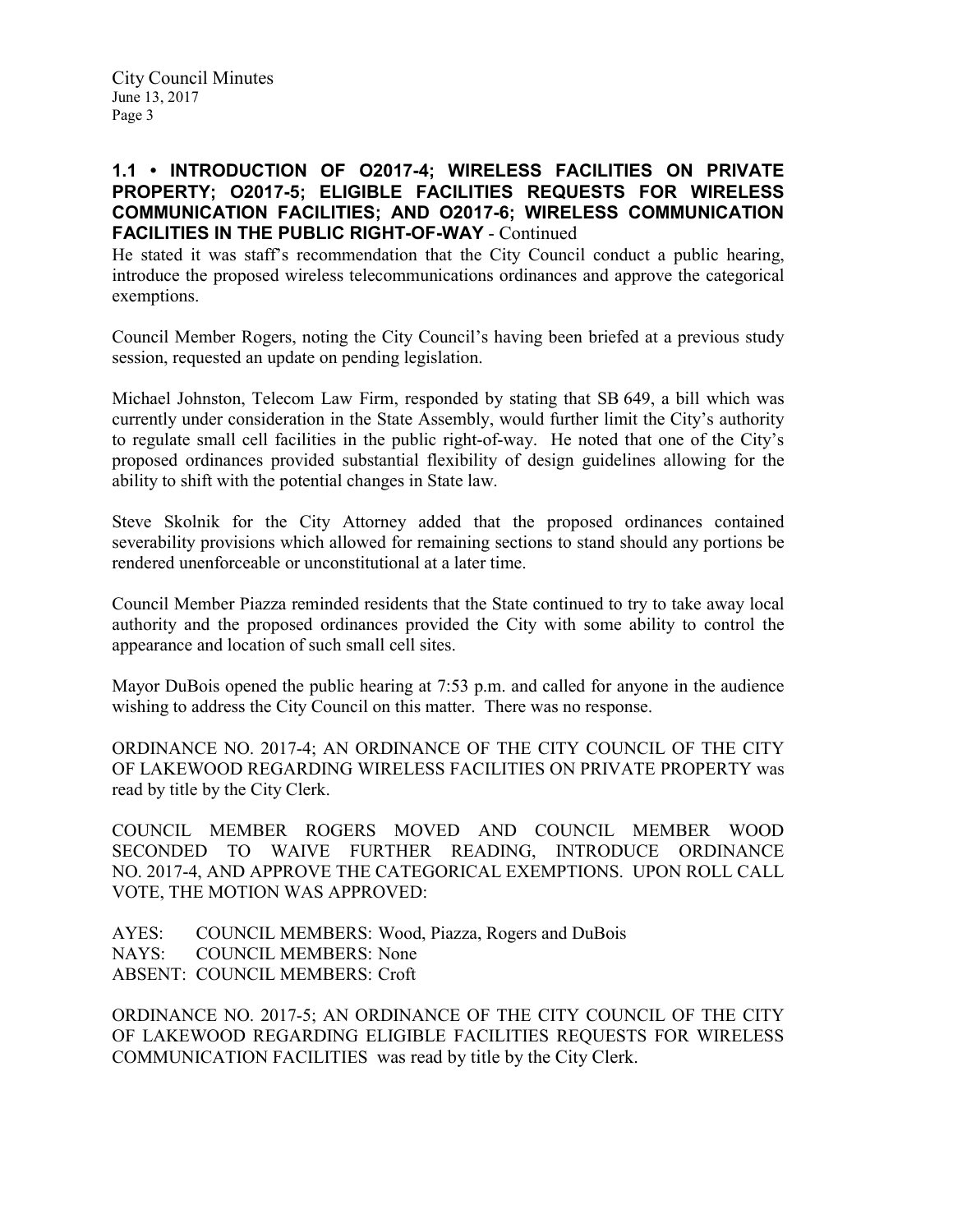**1.1 • INTRODUCTION OF O2017-4; WIRELESS FACILITIES ON PRIVATE PROPERTY; O2017-5; ELIGIBLE FACILITIES REQUESTS FOR WIRELESS COMMUNICATION FACILITIES; AND O2017-6; WIRELESS COMMUNICATION FACILITIES IN THE PUBLIC RIGHT-OF-WAY** - Continued

He stated it was staff's recommendation that the City Council conduct a public hearing, introduce the proposed wireless telecommunications ordinances and approve the categorical exemptions.

Council Member Rogers, noting the City Council's having been briefed at a previous study session, requested an update on pending legislation.

Michael Johnston, Telecom Law Firm, responded by stating that SB 649, a bill which was currently under consideration in the State Assembly, would further limit the City's authority to regulate small cell facilities in the public right-of-way. He noted that one of the City's proposed ordinances provided substantial flexibility of design guidelines allowing for the ability to shift with the potential changes in State law.

Steve Skolnik for the City Attorney added that the proposed ordinances contained severability provisions which allowed for remaining sections to stand should any portions be rendered unenforceable or unconstitutional at a later time.

Council Member Piazza reminded residents that the State continued to try to take away local authority and the proposed ordinances provided the City with some ability to control the appearance and location of such small cell sites.

Mayor DuBois opened the public hearing at 7:53 p.m. and called for anyone in the audience wishing to address the City Council on this matter. There was no response.

ORDINANCE NO. 2017-4; AN ORDINANCE OF THE CITY COUNCIL OF THE CITY OF LAKEWOOD REGARDING WIRELESS FACILITIES ON PRIVATE PROPERTY was read by title by the City Clerk.

COUNCIL MEMBER ROGERS MOVED AND COUNCIL MEMBER WOOD SECONDED TO WAIVE FURTHER READING, INTRODUCE ORDINANCE NO. 2017-4, AND APPROVE THE CATEGORICAL EXEMPTIONS. UPON ROLL CALL VOTE, THE MOTION WAS APPROVED:

AYES: COUNCIL MEMBERS: Wood, Piazza, Rogers and DuBois
NAYS: COUNCIL MEMBERS: None
ABSENT: COUNCIL MEMBERS: Croft

ORDINANCE NO. 2017-5; AN ORDINANCE OF THE CITY COUNCIL OF THE CITY OF LAKEWOOD REGARDING ELIGIBLE FACILITIES REQUESTS FOR WIRELESS COMMUNICATION FACILITIES was read by title by the City Clerk.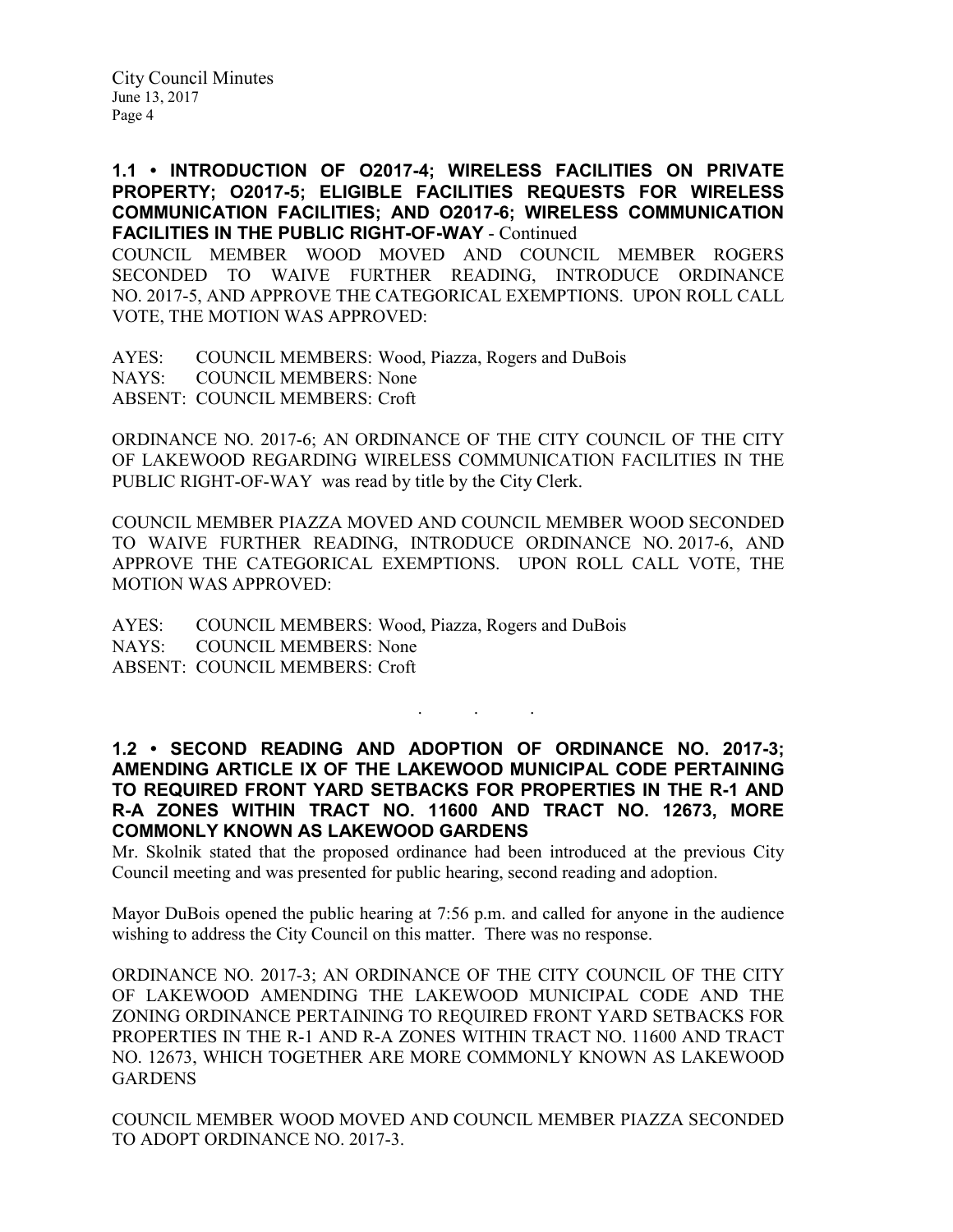**1.1 • INTRODUCTION OF O2017-4; WIRELESS FACILITIES ON PRIVATE PROPERTY; O2017-5; ELIGIBLE FACILITIES REQUESTS FOR WIRELESS COMMUNICATION FACILITIES; AND O2017-6; WIRELESS COMMUNICATION FACILITIES IN THE PUBLIC RIGHT-OF-WAY** - Continued

COUNCIL MEMBER WOOD MOVED AND COUNCIL MEMBER ROGERS SECONDED TO WAIVE FURTHER READING, INTRODUCE ORDINANCE NO. 2017-5, AND APPROVE THE CATEGORICAL EXEMPTIONS. UPON ROLL CALL VOTE, THE MOTION WAS APPROVED:

AYES: COUNCIL MEMBERS: Wood, Piazza, Rogers and DuBois
NAYS: COUNCIL MEMBERS: None
ABSENT: COUNCIL MEMBERS: Croft

ORDINANCE NO. 2017-6; AN ORDINANCE OF THE CITY COUNCIL OF THE CITY OF LAKEWOOD REGARDING WIRELESS COMMUNICATION FACILITIES IN THE PUBLIC RIGHT-OF-WAY was read by title by the City Clerk.

COUNCIL MEMBER PIAZZA MOVED AND COUNCIL MEMBER WOOD SECONDED TO WAIVE FURTHER READING, INTRODUCE ORDINANCE NO. 2017-6, AND APPROVE THE CATEGORICAL EXEMPTIONS. UPON ROLL CALL VOTE, THE MOTION WAS APPROVED:

AYES: COUNCIL MEMBERS: Wood, Piazza, Rogers and DuBois
NAYS: COUNCIL MEMBERS: None
ABSENT: COUNCIL MEMBERS: Croft

. . .

**1.2 • SECOND READING AND ADOPTION OF ORDINANCE NO. 2017-3; AMENDING ARTICLE IX OF THE LAKEWOOD MUNICIPAL CODE PERTAINING TO REQUIRED FRONT YARD SETBACKS FOR PROPERTIES IN THE R-1 AND R-A ZONES WITHIN TRACT NO. 11600 AND TRACT NO. 12673, MORE COMMONLY KNOWN AS LAKEWOOD GARDENS**

Mr. Skolnik stated that the proposed ordinance had been introduced at the previous City Council meeting and was presented for public hearing, second reading and adoption.

Mayor DuBois opened the public hearing at 7:56 p.m. and called for anyone in the audience wishing to address the City Council on this matter. There was no response.

ORDINANCE NO. 2017-3; AN ORDINANCE OF THE CITY COUNCIL OF THE CITY OF LAKEWOOD AMENDING THE LAKEWOOD MUNICIPAL CODE AND THE ZONING ORDINANCE PERTAINING TO REQUIRED FRONT YARD SETBACKS FOR PROPERTIES IN THE R-1 AND R-A ZONES WITHIN TRACT NO. 11600 AND TRACT NO. 12673, WHICH TOGETHER ARE MORE COMMONLY KNOWN AS LAKEWOOD GARDENS

COUNCIL MEMBER WOOD MOVED AND COUNCIL MEMBER PIAZZA SECONDED TO ADOPT ORDINANCE NO. 2017-3.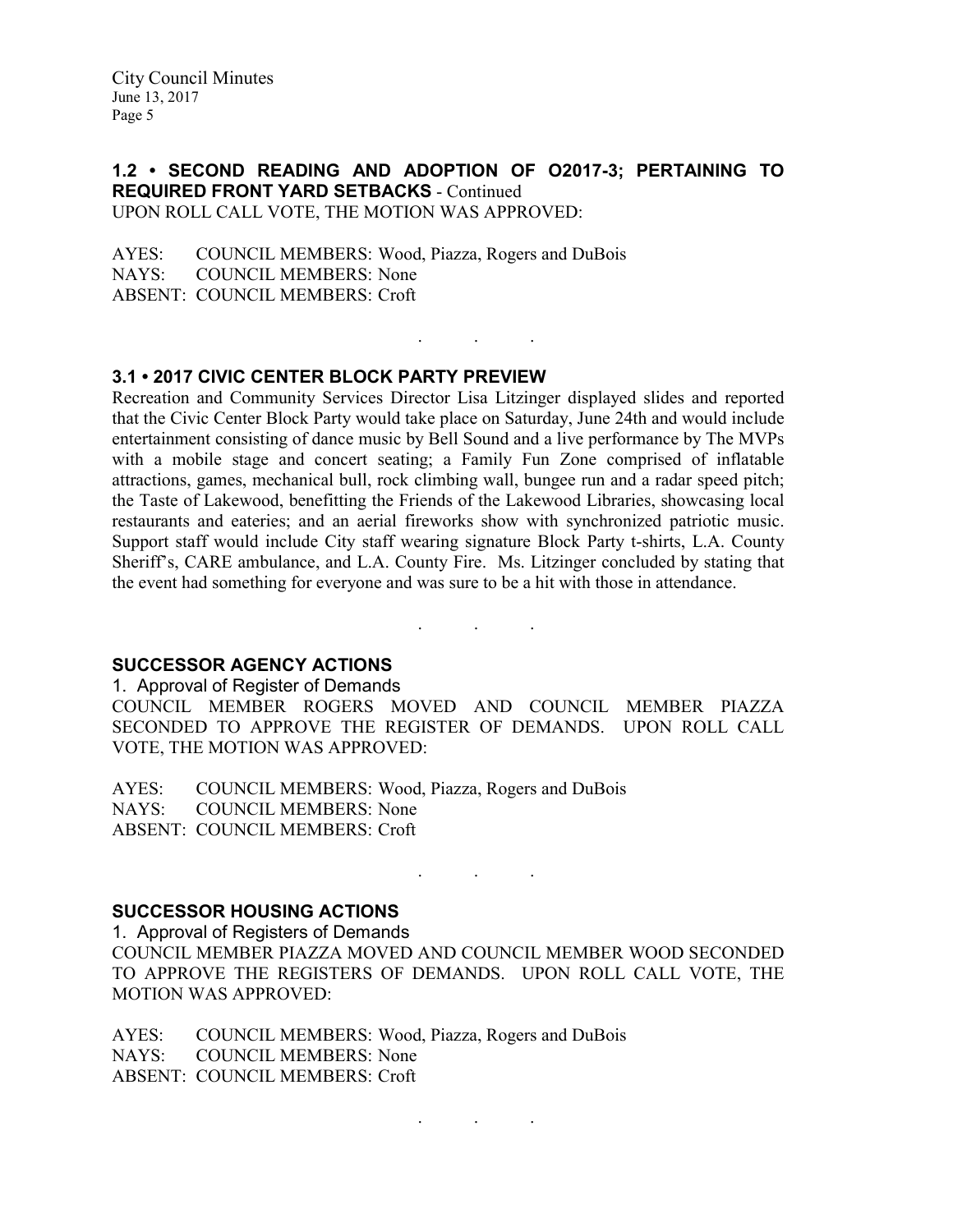## 1.2 • SECOND READING AND ADOPTION OF O2017-3; PERTAINING TO REQUIRED FRONT YARD SETBACKS - Continued

UPON ROLL CALL VOTE, THE MOTION WAS APPROVED:

AYES: COUNCIL MEMBERS: Wood, Piazza, Rogers and DuBois
NAYS: COUNCIL MEMBERS: None
ABSENT: COUNCIL MEMBERS: Croft

. . .

## 3.1 • 2017 CIVIC CENTER BLOCK PARTY PREVIEW

Recreation and Community Services Director Lisa Litzinger displayed slides and reported that the Civic Center Block Party would take place on Saturday, June 24th and would include entertainment consisting of dance music by Bell Sound and a live performance by The MVPs with a mobile stage and concert seating; a Family Fun Zone comprised of inflatable attractions, games, mechanical bull, rock climbing wall, bungee run and a radar speed pitch; the Taste of Lakewood, benefitting the Friends of the Lakewood Libraries, showcasing local restaurants and eateries; and an aerial fireworks show with synchronized patriotic music. Support staff would include City staff wearing signature Block Party t-shirts, L.A. County Sheriff's, CARE ambulance, and L.A. County Fire. Ms. Litzinger concluded by stating that the event had something for everyone and was sure to be a hit with those in attendance.

. . .

## SUCCESSOR AGENCY ACTIONS

1. Approval of Register of Demands

COUNCIL MEMBER ROGERS MOVED AND COUNCIL MEMBER PIAZZA SECONDED TO APPROVE THE REGISTER OF DEMANDS. UPON ROLL CALL VOTE, THE MOTION WAS APPROVED:

AYES: COUNCIL MEMBERS: Wood, Piazza, Rogers and DuBois
NAYS: COUNCIL MEMBERS: None
ABSENT: COUNCIL MEMBERS: Croft

. . .

## SUCCESSOR HOUSING ACTIONS

1. Approval of Registers of Demands

COUNCIL MEMBER PIAZZA MOVED AND COUNCIL MEMBER WOOD SECONDED TO APPROVE THE REGISTERS OF DEMANDS. UPON ROLL CALL VOTE, THE MOTION WAS APPROVED:

AYES: COUNCIL MEMBERS: Wood, Piazza, Rogers and DuBois
NAYS: COUNCIL MEMBERS: None
ABSENT: COUNCIL MEMBERS: Croft

. . .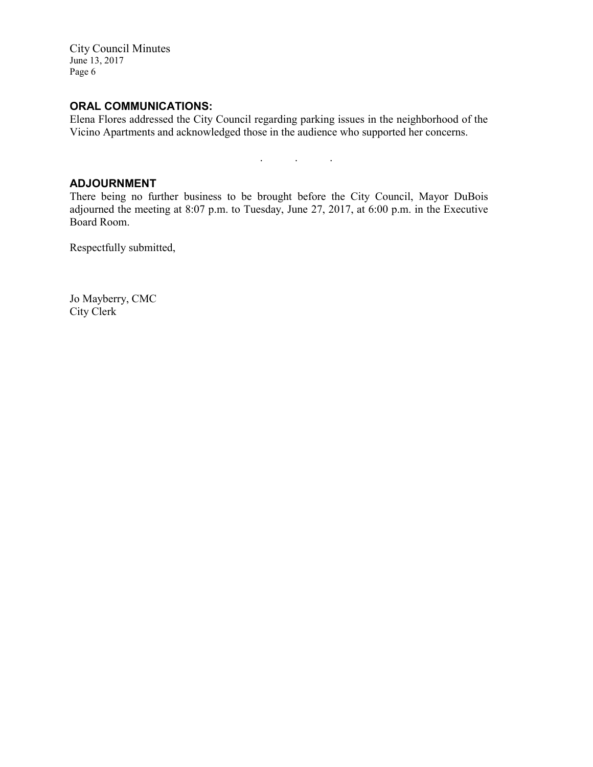## ORAL COMMUNICATIONS:

Elena Flores addressed the City Council regarding parking issues in the neighborhood of the Vicino Apartments and acknowledged those in the audience who supported her concerns.

. . .

## ADJOURNMENT

There being no further business to be brought before the City Council, Mayor DuBois adjourned the meeting at 8:07 p.m. to Tuesday, June 27, 2017, at 6:00 p.m. in the Executive Board Room.

Respectfully submitted,

Jo Mayberry, CMC
City Clerk